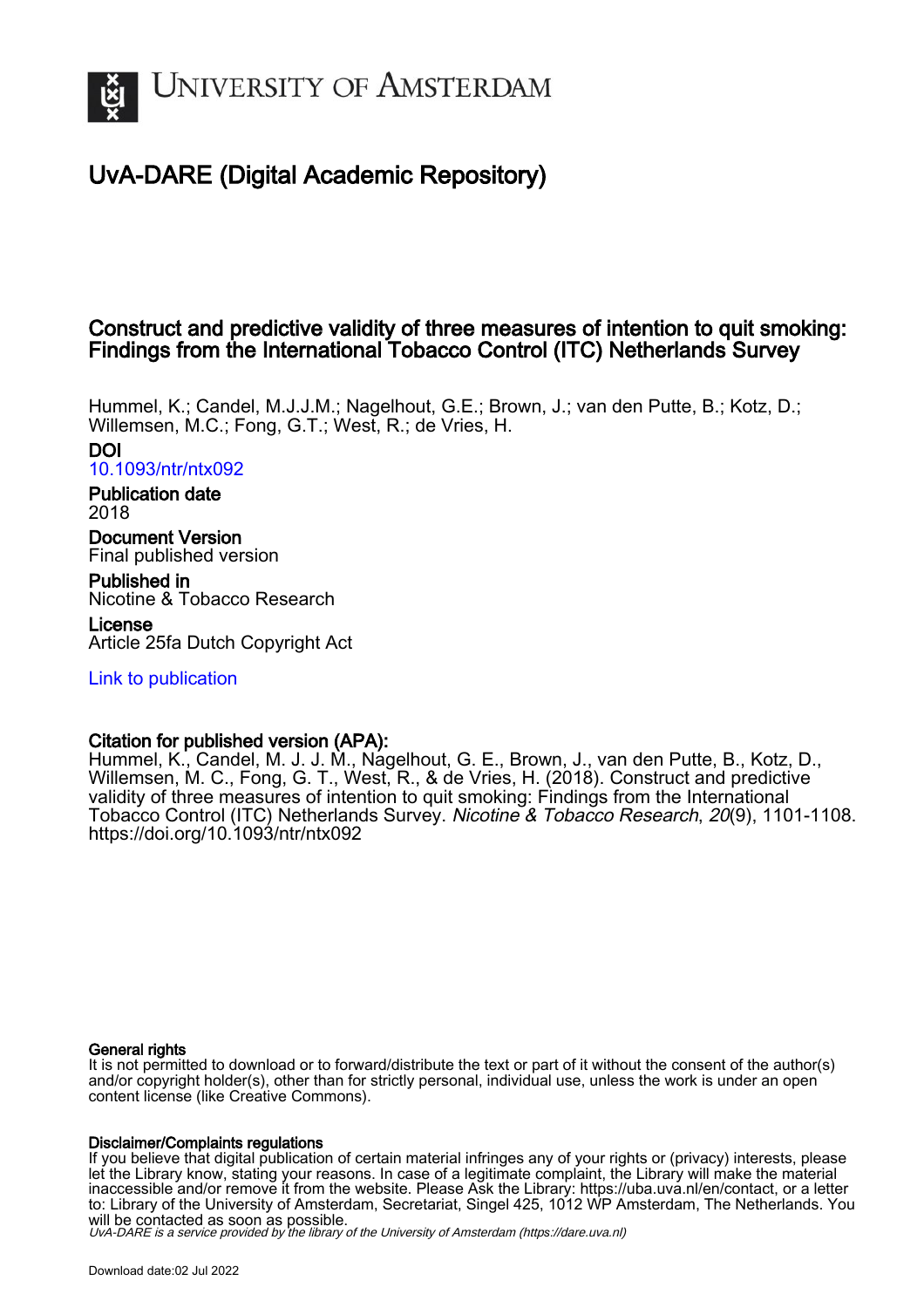# UNIVERSITY OF AMSTERDAM

## UvA-DARE (Digital Academic Repository)

## Construct and predictive validity of three measures of intention to quit smoking: Findings from the International Tobacco Control (ITC) Netherlands Survey

Hummel, K.; Candel, M.J.J.M.; Nagelhout, G.E.; Brown, J.; van den Putte, B.; Kotz, D.; Willemsen, M.C.; Fong, G.T.; West, R.; de Vries, H.

**DOI**
10.1093/ntr/ntx092

**Publication date**
2018

**Document Version**
Final published version

**Published in**
Nicotine & Tobacco Research

**License**
Article 25fa Dutch Copyright Act

Link to publication

**Citation for published version (APA):**
Hummel, K., Candel, M. J. J. M., Nagelhout, G. E., Brown, J., van den Putte, B., Kotz, D., Willemsen, M. C., Fong, G. T., West, R., & de Vries, H. (2018). Construct and predictive validity of three measures of intention to quit smoking: Findings from the International Tobacco Control (ITC) Netherlands Survey. *Nicotine & Tobacco Research*, *20*(9), 1101-1108. https://doi.org/10.1093/ntr/ntx092

**General rights**
It is not permitted to download or to forward/distribute the text or part of it without the consent of the author(s) and/or copyright holder(s), other than for strictly personal, individual use, unless the work is under an open content license (like Creative Commons).

**Disclaimer/Complaints regulations**
If you believe that digital publication of certain material infringes any of your rights or (privacy) interests, please let the Library know, stating your reasons. In case of a legitimate complaint, the Library will make the material inaccessible and/or remove it from the website. Please Ask the Library: https://uba.uva.nl/en/contact, or a letter to: Library of the University of Amsterdam, Secretariat, Singel 425, 1012 WP Amsterdam, The Netherlands. You will be contacted as soon as possible.

UvA-DARE is a service provided by the library of the University of Amsterdam (https://dare.uva.nl)

Download date:02 Jul 2022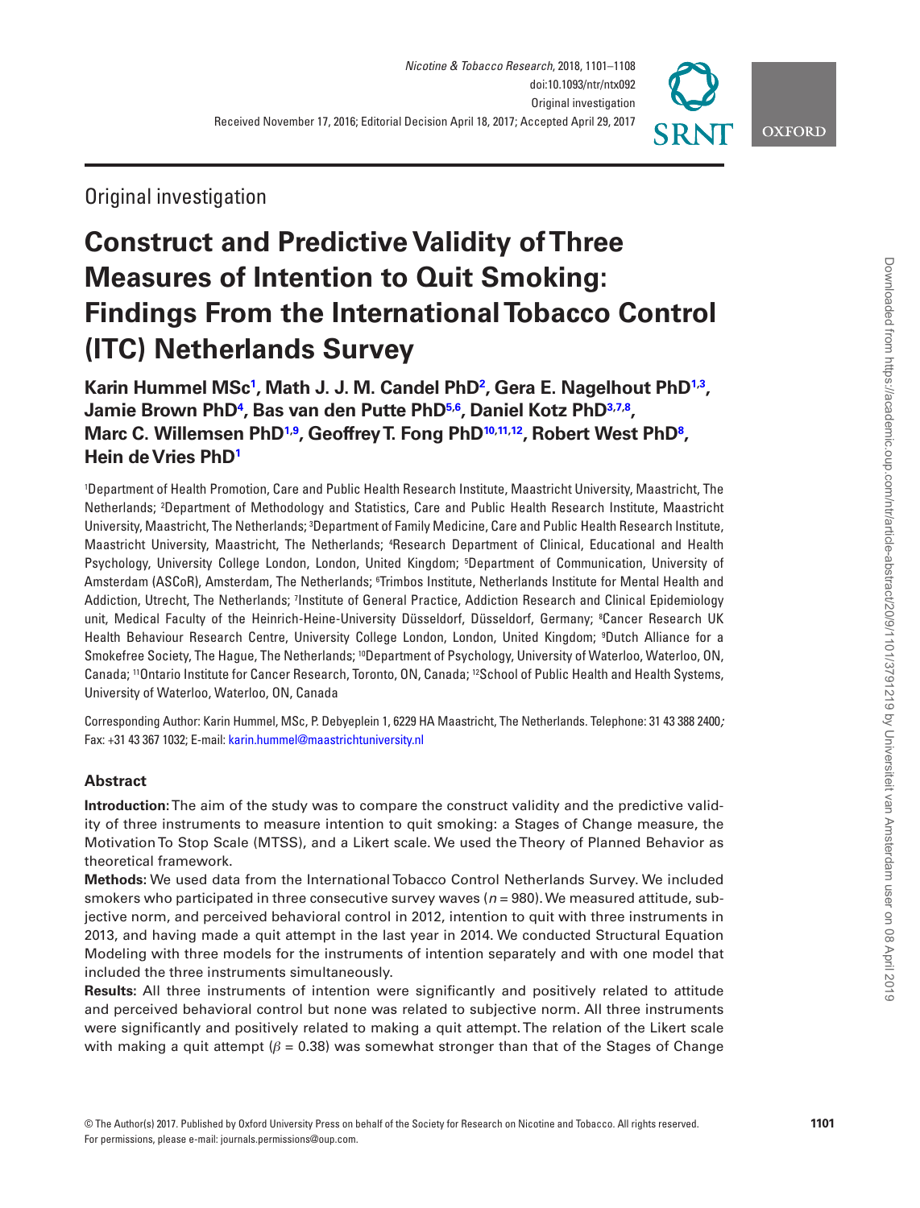Original investigation

# Construct and Predictive Validity of Three Measures of Intention to Quit Smoking: Findings From the International Tobacco Control (ITC) Netherlands Survey

**Karin Hummel MSc[1], Math J. J. M. Candel PhD[2], Gera E. Nagelhout PhD[1,3], Jamie Brown PhD[4], Bas van den Putte PhD[5,6], Daniel Kotz PhD[3,7,8], Marc C. Willemsen PhD[1,9], Geoffrey T. Fong PhD[10,11,12], Robert West PhD[8], Hein de Vries PhD[1]**

[1]Department of Health Promotion, Care and Public Health Research Institute, Maastricht University, Maastricht, The Netherlands; [2]Department of Methodology and Statistics, Care and Public Health Research Institute, Maastricht University, Maastricht, The Netherlands; [3]Department of Family Medicine, Care and Public Health Research Institute, Maastricht University, Maastricht, The Netherlands; [4]Research Department of Clinical, Educational and Health Psychology, University College London, London, United Kingdom; [5]Department of Communication, University of Amsterdam (ASCoR), Amsterdam, The Netherlands; [6]Trimbos Institute, Netherlands Institute for Mental Health and Addiction, Utrecht, The Netherlands; [7]Institute of General Practice, Addiction Research and Clinical Epidemiology unit, Medical Faculty of the Heinrich-Heine-University Düsseldorf, Düsseldorf, Germany; [8]Cancer Research UK Health Behaviour Research Centre, University College London, London, United Kingdom; [9]Dutch Alliance for a Smokefree Society, The Hague, The Netherlands; [10]Department of Psychology, University of Waterloo, Waterloo, ON, Canada; [11]Ontario Institute for Cancer Research, Toronto, ON, Canada; [12]School of Public Health and Health Systems, University of Waterloo, Waterloo, ON, Canada

Corresponding Author: Karin Hummel, MSc, P. Debyeplein 1, 6229 HA Maastricht, The Netherlands. Telephone: 31 43 388 2400; Fax: +31 43 367 1032; E-mail: karin.hummel@maastrichtuniversity.nl

## Abstract

**Introduction:** The aim of the study was to compare the construct validity and the predictive validity of three instruments to measure intention to quit smoking: a Stages of Change measure, the Motivation To Stop Scale (MTSS), and a Likert scale. We used the Theory of Planned Behavior as theoretical framework.

**Methods:** We used data from the International Tobacco Control Netherlands Survey. We included smokers who participated in three consecutive survey waves ($n = 980$). We measured attitude, subjective norm, and perceived behavioral control in 2012, intention to quit with three instruments in 2013, and having made a quit attempt in the last year in 2014. We conducted Structural Equation Modeling with three models for the instruments of intention separately and with one model that included the three instruments simultaneously.

**Results:** All three instruments of intention were significantly and positively related to attitude and perceived behavioral control but none was related to subjective norm. All three instruments were significantly and positively related to making a quit attempt. The relation of the Likert scale with making a quit attempt ($\beta = 0.38$) was somewhat stronger than that of the Stages of Change

© The Author(s) 2017. Published by Oxford University Press on behalf of the Society for Research on Nicotine and Tobacco. All rights reserved. For permissions, please e-mail: journals.permissions@oup.com.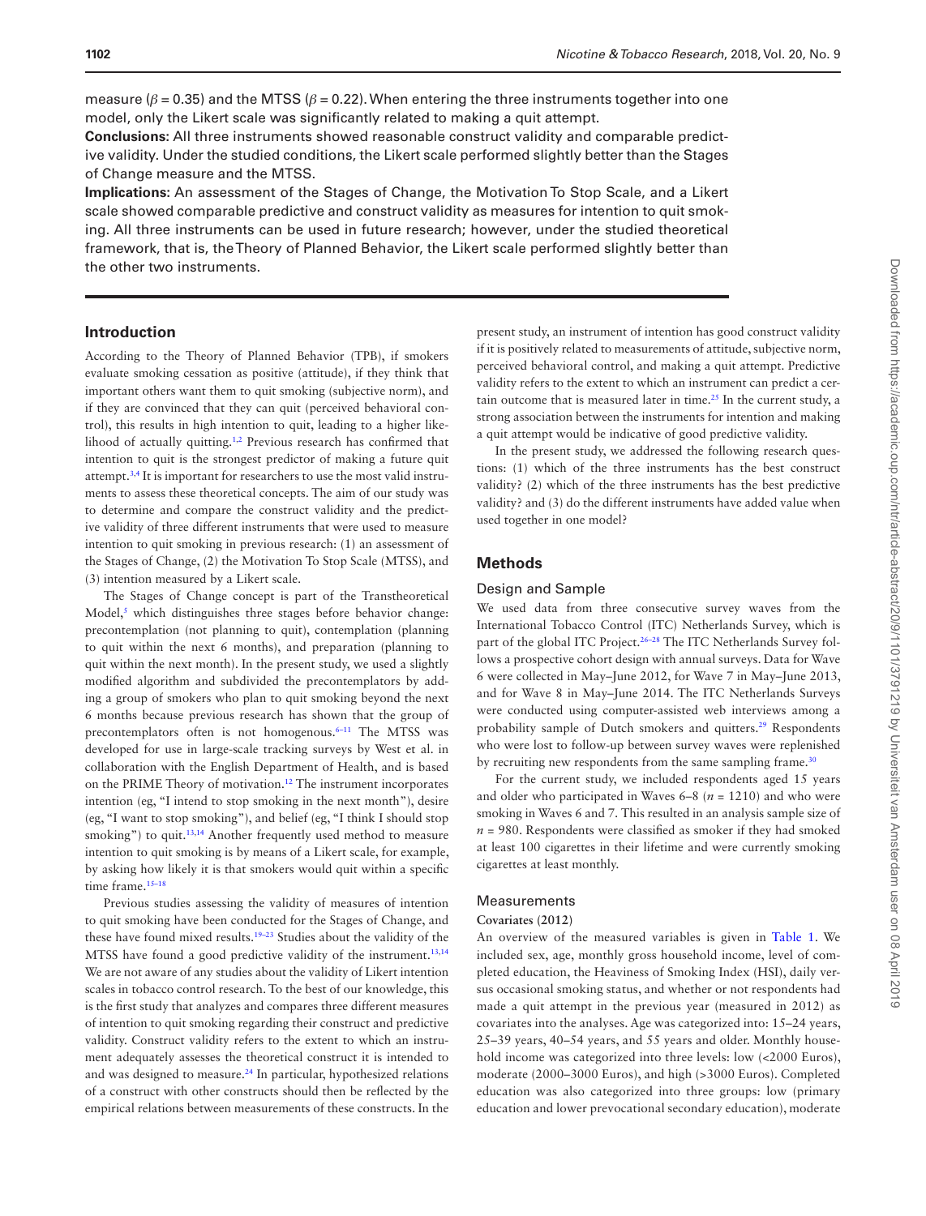measure ($\beta = 0.35$) and the MTSS ($\beta = 0.22$). When entering the three instruments together into one model, only the Likert scale was significantly related to making a quit attempt.

**Conclusions:** All three instruments showed reasonable construct validity and comparable predictive validity. Under the studied conditions, the Likert scale performed slightly better than the Stages of Change measure and the MTSS.

**Implications:** An assessment of the Stages of Change, the Motivation To Stop Scale, and a Likert scale showed comparable predictive and construct validity as measures for intention to quit smoking. All three instruments can be used in future research; however, under the studied theoretical framework, that is, the Theory of Planned Behavior, the Likert scale performed slightly better than the other two instruments.

## Introduction

According to the Theory of Planned Behavior (TPB), if smokers evaluate smoking cessation as positive (attitude), if they think that important others want them to quit smoking (subjective norm), and if they are convinced that they can quit (perceived behavioral control), this results in high intention to quit, leading to a higher likelihood of actually quitting.[1,2] Previous research has confirmed that intention to quit is the strongest predictor of making a future quit attempt.[3,4] It is important for researchers to use the most valid instruments to assess these theoretical concepts. The aim of our study was to determine and compare the construct validity and the predictive validity of three different instruments that were used to measure intention to quit smoking in previous research: (1) an assessment of the Stages of Change, (2) the Motivation To Stop Scale (MTSS), and (3) intention measured by a Likert scale.

The Stages of Change concept is part of the Transtheoretical Model,[5] which distinguishes three stages before behavior change: precontemplation (not planning to quit), contemplation (planning to quit within the next 6 months), and preparation (planning to quit within the next month). In the present study, we used a slightly modified algorithm and subdivided the precontemplators by adding a group of smokers who plan to quit smoking beyond the next 6 months because previous research has shown that the group of precontemplators often is not homogenous.[6–11] The MTSS was developed for use in large-scale tracking surveys by West et al. in collaboration with the English Department of Health, and is based on the PRIME Theory of motivation.[12] The instrument incorporates intention (eg, "I intend to stop smoking in the next month"), desire (eg, "I want to stop smoking"), and belief (eg, "I think I should stop smoking") to quit.[13,14] Another frequently used method to measure intention to quit smoking is by means of a Likert scale, for example, by asking how likely it is that smokers would quit within a specific time frame.[15–18]

Previous studies assessing the validity of measures of intention to quit smoking have been conducted for the Stages of Change, and these have found mixed results.[19–23] Studies about the validity of the MTSS have found a good predictive validity of the instrument.[13,14] We are not aware of any studies about the validity of Likert intention scales in tobacco control research. To the best of our knowledge, this is the first study that analyzes and compares three different measures of intention to quit smoking regarding their construct and predictive validity. Construct validity refers to the extent to which an instrument adequately assesses the theoretical construct it is intended to and was designed to measure.[24] In particular, hypothesized relations of a construct with other constructs should then be reflected by the empirical relations between measurements of these constructs. In the present study, an instrument of intention has good construct validity if it is positively related to measurements of attitude, subjective norm, perceived behavioral control, and making a quit attempt. Predictive validity refers to the extent to which an instrument can predict a certain outcome that is measured later in time.[25] In the current study, a strong association between the instruments for intention and making a quit attempt would be indicative of good predictive validity.

In the present study, we addressed the following research questions: (1) which of the three instruments has the best construct validity? (2) which of the three instruments has the best predictive validity? and (3) do the different instruments have added value when used together in one model?

## Methods

### Design and Sample

We used data from three consecutive survey waves from the International Tobacco Control (ITC) Netherlands Survey, which is part of the global ITC Project.[26–28] The ITC Netherlands Survey follows a prospective cohort design with annual surveys. Data for Wave 6 were collected in May–June 2012, for Wave 7 in May–June 2013, and for Wave 8 in May–June 2014. The ITC Netherlands Surveys were conducted using computer-assisted web interviews among a probability sample of Dutch smokers and quitters.[29] Respondents who were lost to follow-up between survey waves were replenished by recruiting new respondents from the same sampling frame.[30]

For the current study, we included respondents aged 15 years and older who participated in Waves 6–8 ($n = 1210$) and who were smoking in Waves 6 and 7. This resulted in an analysis sample size of $n = 980$. Respondents were classified as smoker if they had smoked at least 100 cigarettes in their lifetime and were currently smoking cigarettes at least monthly.

### Measurements

#### Covariates (2012)

An overview of the measured variables is given in Table 1. We included sex, age, monthly gross household income, level of completed education, the Heaviness of Smoking Index (HSI), daily versus occasional smoking status, and whether or not respondents had made a quit attempt in the previous year (measured in 2012) as covariates into the analyses. Age was categorized into: 15–24 years, 25–39 years, 40–54 years, and 55 years and older. Monthly household income was categorized into three levels: low (<2000 Euros), moderate (2000–3000 Euros), and high (>3000 Euros). Completed education was also categorized into three groups: low (primary education and lower prevocational secondary education), moderate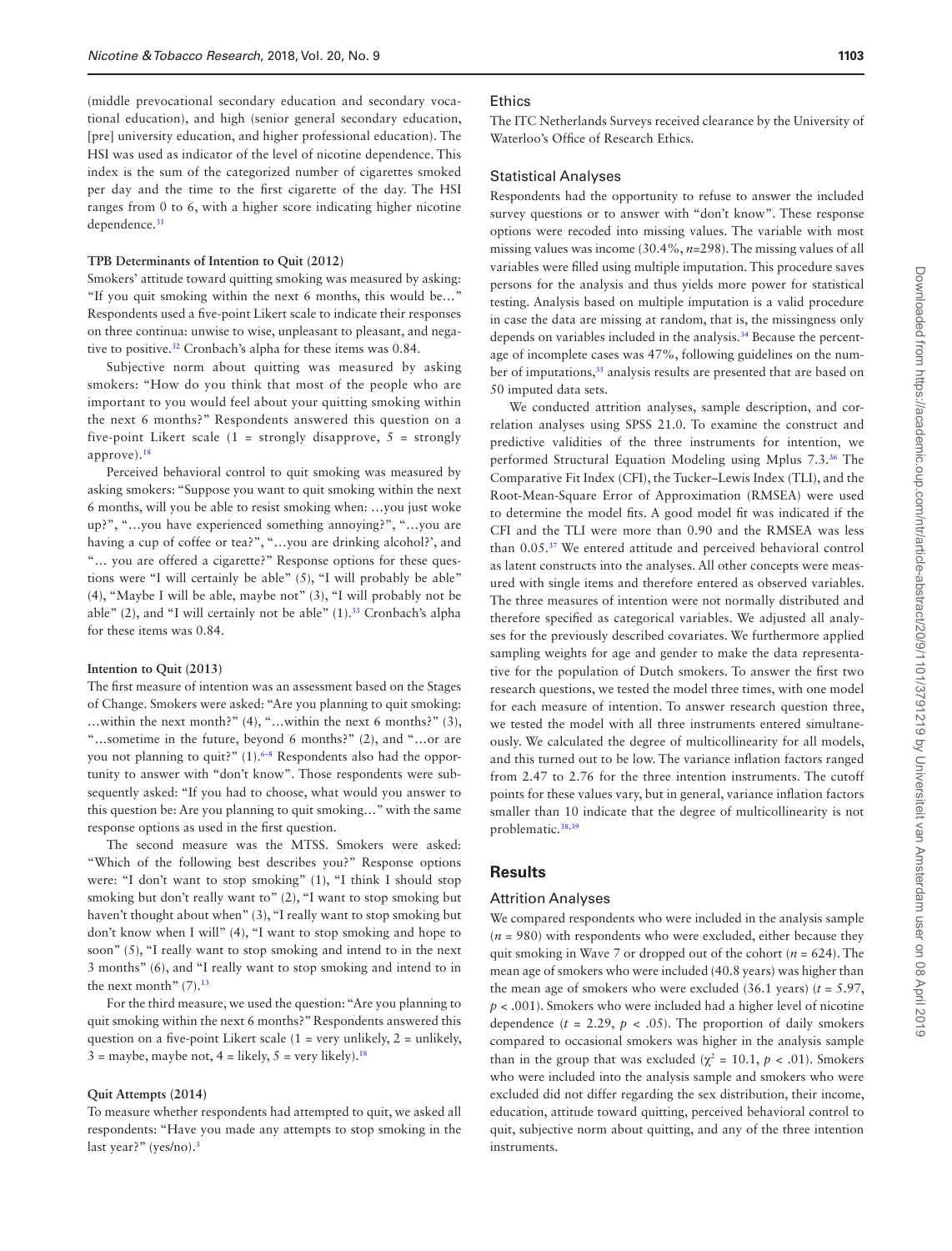(middle prevocational secondary education and secondary vocational education), and high (senior general secondary education, [pre] university education, and higher professional education). The HSI was used as indicator of the level of nicotine dependence. This index is the sum of the categorized number of cigarettes smoked per day and the time to the first cigarette of the day. The HSI ranges from 0 to 6, with a higher score indicating higher nicotine dependence.[31]

#### TPB Determinants of Intention to Quit (2012)

Smokers' attitude toward quitting smoking was measured by asking: "If you quit smoking within the next 6 months, this would be…" Respondents used a five-point Likert scale to indicate their responses on three continua: unwise to wise, unpleasant to pleasant, and negative to positive.[32] Cronbach's alpha for these items was 0.84.

Subjective norm about quitting was measured by asking smokers: "How do you think that most of the people who are important to you would feel about your quitting smoking within the next 6 months?" Respondents answered this question on a five-point Likert scale (1 = strongly disapprove, 5 = strongly approve).[18]

Perceived behavioral control to quit smoking was measured by asking smokers: "Suppose you want to quit smoking within the next 6 months, will you be able to resist smoking when: …you just woke up?", "…you have experienced something annoying?", "…you are having a cup of coffee or tea?", "…you are drinking alcohol?', and "… you are offered a cigarette?" Response options for these questions were "I will certainly be able" (5), "I will probably be able" (4), "Maybe I will be able, maybe not" (3), "I will probably not be able" (2), and "I will certainly not be able" (1).[33] Cronbach's alpha for these items was 0.84.

#### Intention to Quit (2013)

The first measure of intention was an assessment based on the Stages of Change. Smokers were asked: "Are you planning to quit smoking: …within the next month?" (4), "…within the next 6 months?" (3), "…sometime in the future, beyond 6 months?" (2), and "…or are you not planning to quit?" (1).[6–8] Respondents also had the opportunity to answer with "don't know". Those respondents were subsequently asked: "If you had to choose, what would you answer to this question be: Are you planning to quit smoking…" with the same response options as used in the first question.

The second measure was the MTSS. Smokers were asked: "Which of the following best describes you?" Response options were: "I don't want to stop smoking" (1), "I think I should stop smoking but don't really want to" (2), "I want to stop smoking but haven't thought about when" (3), "I really want to stop smoking but don't know when I will" (4), "I want to stop smoking and hope to soon" (5), "I really want to stop smoking and intend to in the next 3 months" (6), and "I really want to stop smoking and intend to in the next month" (7).[13]

For the third measure, we used the question: "Are you planning to quit smoking within the next 6 months?" Respondents answered this question on a five-point Likert scale (1 = very unlikely, 2 = unlikely, 3 = maybe, maybe not, 4 = likely, 5 = very likely).[18]

#### Quit Attempts (2014)

To measure whether respondents had attempted to quit, we asked all respondents: "Have you made any attempts to stop smoking in the last year?" (yes/no).[3]

### Ethics

The ITC Netherlands Surveys received clearance by the University of Waterloo's Office of Research Ethics.

### Statistical Analyses

Respondents had the opportunity to refuse to answer the included survey questions or to answer with "don't know". These response options were recoded into missing values. The variable with most missing values was income (30.4%, $n$=298). The missing values of all variables were filled using multiple imputation. This procedure saves persons for the analysis and thus yields more power for statistical testing. Analysis based on multiple imputation is a valid procedure in case the data are missing at random, that is, the missingness only depends on variables included in the analysis.[34] Because the percentage of incomplete cases was 47%, following guidelines on the number of imputations,[35] analysis results are presented that are based on 50 imputed data sets.

We conducted attrition analyses, sample description, and correlation analyses using SPSS 21.0. To examine the construct and predictive validities of the three instruments for intention, we performed Structural Equation Modeling using Mplus 7.3.[36] The Comparative Fit Index (CFI), the Tucker–Lewis Index (TLI), and the Root-Mean-Square Error of Approximation (RMSEA) were used to determine the model fits. A good model fit was indicated if the CFI and the TLI were more than 0.90 and the RMSEA was less than 0.05.[37] We entered attitude and perceived behavioral control as latent constructs into the analyses. All other concepts were measured with single items and therefore entered as observed variables. The three measures of intention were not normally distributed and therefore specified as categorical variables. We adjusted all analyses for the previously described covariates. We furthermore applied sampling weights for age and gender to make the data representative for the population of Dutch smokers. To answer the first two research questions, we tested the model three times, with one model for each measure of intention. To answer research question three, we tested the model with all three instruments entered simultaneously. We calculated the degree of multicollinearity for all models, and this turned out to be low. The variance inflation factors ranged from 2.47 to 2.76 for the three intention instruments. The cutoff points for these values vary, but in general, variance inflation factors smaller than 10 indicate that the degree of multicollinearity is not problematic.[38,39]

## Results

### Attrition Analyses

We compared respondents who were included in the analysis sample ($n$ = 980) with respondents who were excluded, either because they quit smoking in Wave 7 or dropped out of the cohort ($n$ = 624). The mean age of smokers who were included (40.8 years) was higher than the mean age of smokers who were excluded (36.1 years) ($t$ = 5.97, $p$ < .001). Smokers who were included had a higher level of nicotine dependence ($t$ = 2.29, $p$ < .05). The proportion of daily smokers compared to occasional smokers was higher in the analysis sample than in the group that was excluded ($\chi^2$ = 10.1, $p$ < .01). Smokers who were included into the analysis sample and smokers who were excluded did not differ regarding the sex distribution, their income, education, attitude toward quitting, perceived behavioral control to quit, subjective norm about quitting, and any of the three intention instruments.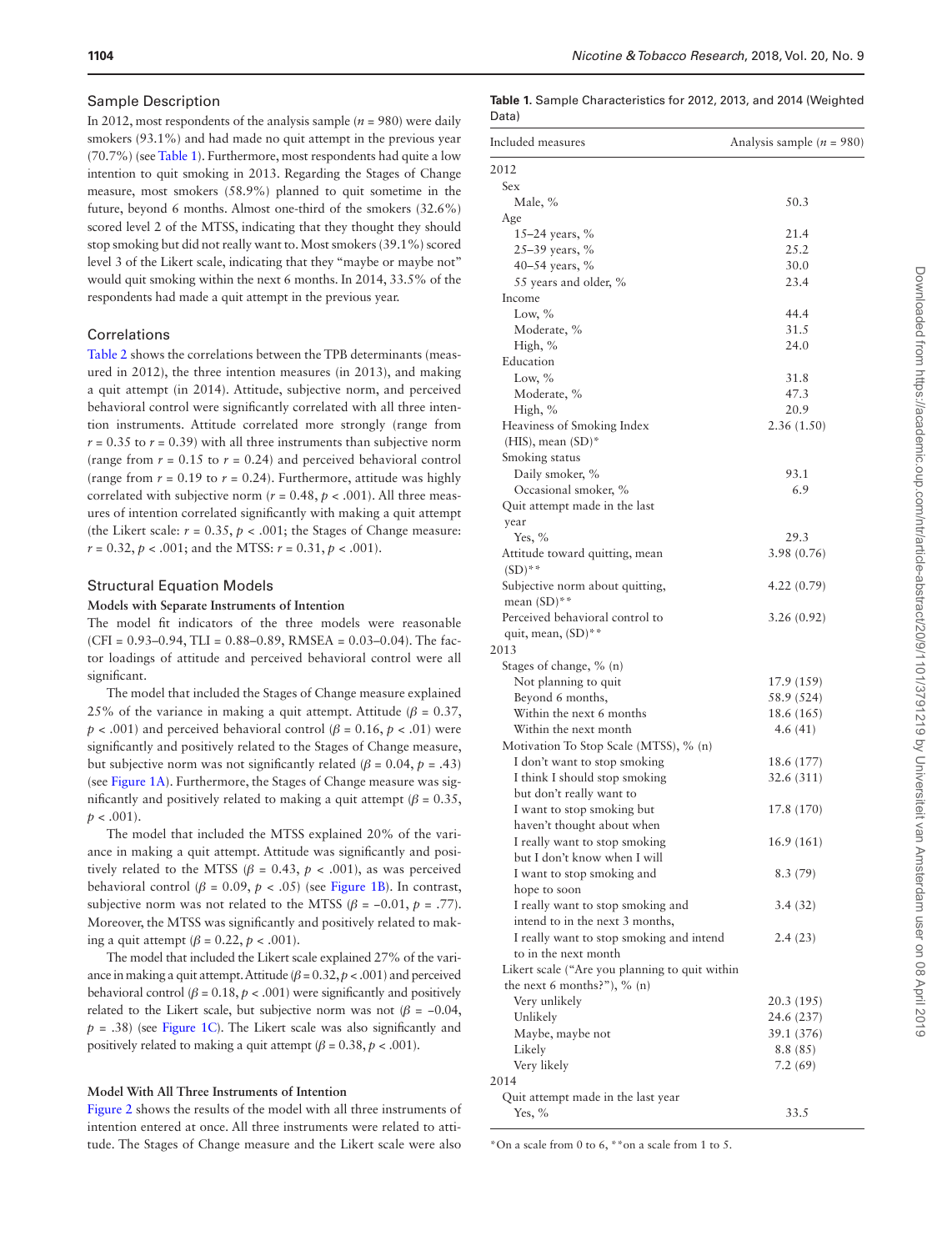## Sample Description

In 2012, most respondents of the analysis sample ($n$ = 980) were daily smokers (93.1%) and had made no quit attempt in the previous year (70.7%) (see Table 1). Furthermore, most respondents had quite a low intention to quit smoking in 2013. Regarding the Stages of Change measure, most smokers (58.9%) planned to quit sometime in the future, beyond 6 months. Almost one-third of the smokers (32.6%) scored level 2 of the MTSS, indicating that they thought they should stop smoking but did not really want to. Most smokers (39.1%) scored level 3 of the Likert scale, indicating that they "maybe or maybe not" would quit smoking within the next 6 months. In 2014, 33.5% of the respondents had made a quit attempt in the previous year.

## Correlations

Table 2 shows the correlations between the TPB determinants (measured in 2012), the three intention measures (in 2013), and making a quit attempt (in 2014). Attitude, subjective norm, and perceived behavioral control were significantly correlated with all three intention instruments. Attitude correlated more strongly (range from $r$ = 0.35 to $r$ = 0.39) with all three instruments than subjective norm (range from $r$ = 0.15 to $r$ = 0.24) and perceived behavioral control (range from $r$ = 0.19 to $r$ = 0.24). Furthermore, attitude was highly correlated with subjective norm ($r$ = 0.48, $p$ < .001). All three measures of intention correlated significantly with making a quit attempt (the Likert scale: $r$ = 0.35, $p$ < .001; the Stages of Change measure: $r$ = 0.32, $p$ < .001; and the MTSS: $r$ = 0.31, $p$ < .001).

## Structural Equation Models

### Models with Separate Instruments of Intention

The model fit indicators of the three models were reasonable (CFI = 0.93–0.94, TLI = 0.88–0.89, RMSEA = 0.03–0.04). The factor loadings of attitude and perceived behavioral control were all significant.

The model that included the Stages of Change measure explained 25% of the variance in making a quit attempt. Attitude ($\beta$ = 0.37, $p$ < .001) and perceived behavioral control ($\beta$ = 0.16, $p$ < .01) were significantly and positively related to the Stages of Change measure, but subjective norm was not significantly related ($\beta$ = 0.04, $p$ = .43) (see Figure 1A). Furthermore, the Stages of Change measure was significantly and positively related to making a quit attempt ($\beta$ = 0.35, $p$ < .001).

The model that included the MTSS explained 20% of the variance in making a quit attempt. Attitude was significantly and positively related to the MTSS ($\beta$ = 0.43, $p$ < .001), as was perceived behavioral control ($\beta$ = 0.09, $p$ < .05) (see Figure 1B). In contrast, subjective norm was not related to the MTSS ($\beta$ = −0.01, $p$ = .77). Moreover, the MTSS was significantly and positively related to making a quit attempt ($\beta$ = 0.22, $p$ < .001).

The model that included the Likert scale explained 27% of the variance in making a quit attempt. Attitude ($\beta$ = 0.32, $p$ < .001) and perceived behavioral control ($\beta$ = 0.18, $p$ < .001) were significantly and positively related to the Likert scale, but subjective norm was not ($\beta$ = −0.04, $p$ = .38) (see Figure 1C). The Likert scale was also significantly and positively related to making a quit attempt ($\beta$ = 0.38, $p$ < .001).

### Model With All Three Instruments of Intention

Figure 2 shows the results of the model with all three instruments of intention entered at once. All three instruments were related to attitude. The Stages of Change measure and the Likert scale were also

**Table 1.** Sample Characteristics for 2012, 2013, and 2014 (Weighted Data)

| Included measures | Analysis sample ($n$ = 980) |
|---|---|
| **2012** | |
| Sex | |
| Male, % | 50.3 |
| Age | |
| 15–24 years, % | 21.4 |
| 25–39 years, % | 25.2 |
| 40–54 years, % | 30.0 |
| 55 years and older, % | 23.4 |
| Income | |
| Low, % | 44.4 |
| Moderate, % | 31.5 |
| High, % | 24.0 |
| Education | |
| Low, % | 31.8 |
| Moderate, % | 47.3 |
| High, % | 20.9 |
| Heaviness of Smoking Index (HIS), mean (SD)* | 2.36 (1.50) |
| Smoking status | |
| Daily smoker, % | 93.1 |
| Occasional smoker, % | 6.9 |
| Quit attempt made in the last year | |
| Yes, % | 29.3 |
| Attitude toward quitting, mean (SD)** | 3.98 (0.76) |
| Subjective norm about quitting, mean (SD)** | 4.22 (0.79) |
| Perceived behavioral control to quit, mean, (SD)** | 3.26 (0.92) |
| **2013** | |
| Stages of change, % (n) | |
| Not planning to quit | 17.9 (159) |
| Beyond 6 months, | 58.9 (524) |
| Within the next 6 months | 18.6 (165) |
| Within the next month | 4.6 (41) |
| Motivation To Stop Scale (MTSS), % (n) | |
| I don't want to stop smoking | 18.6 (177) |
| I think I should stop smoking but don't really want to | 32.6 (311) |
| I want to stop smoking but haven't thought about when | 17.8 (170) |
| I really want to stop smoking but I don't know when I will | 16.9 (161) |
| I want to stop smoking and hope to soon | 8.3 (79) |
| I really want to stop smoking and intend to in the next 3 months, | 3.4 (32) |
| I really want to stop smoking and intend to in the next month | 2.4 (23) |
| Likert scale ("Are you planning to quit within the next 6 months?"), % (n) | |
| Very unlikely | 20.3 (195) |
| Unlikely | 24.6 (237) |
| Maybe, maybe not | 39.1 (376) |
| Likely | 8.8 (85) |
| Very likely | 7.2 (69) |
| **2014** | |
| Quit attempt made in the last year | |
| Yes, % | 33.5 |

*On a scale from 0 to 6, **on a scale from 1 to 5.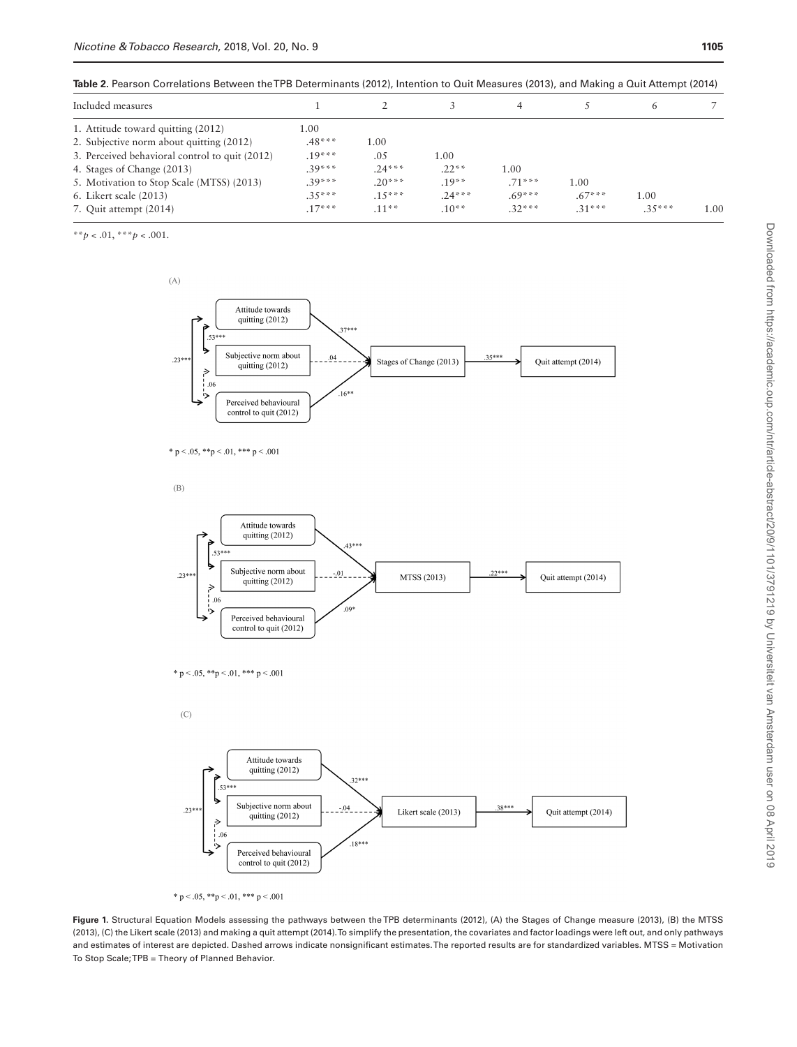**Table 2.** Pearson Correlations Between the TPB Determinants (2012), Intention to Quit Measures (2013), and Making a Quit Attempt (2014)

| Included measures | 1 | 2 | 3 | 4 | 5 | 6 | 7 |
|---|---|---|---|---|---|---|---|
| 1. Attitude toward quitting (2012) | 1.00 | | | | | | |
| 2. Subjective norm about quitting (2012) | .48*** | 1.00 | | | | | |
| 3. Perceived behavioral control to quit (2012) | .19*** | .05 | 1.00 | | | | |
| 4. Stages of Change (2013) | .39*** | .24*** | .22** | 1.00 | | | |
| 5. Motivation to Stop Scale (MTSS) (2013) | .39*** | .20*** | .19** | .71*** | 1.00 | | |
| 6. Likert scale (2013) | .35*** | .15*** | .24*** | .69*** | .67*** | 1.00 | |
| 7. Quit attempt (2014) | .17*** | .11** | .10** | .32*** | .31*** | .35*** | 1.00 |

$^{**}p < .01$, $^{***}p < .001$.

**Figure 1.** Structural Equation Models assessing the pathways between the TPB determinants (2012), (A) the Stages of Change measure (2013), (B) the MTSS (2013), (C) the Likert scale (2013) and making a quit attempt (2014). To simplify the presentation, the covariates and factor loadings were left out, and only pathways and estimates of interest are depicted. Dashed arrows indicate nonsignificant estimates. The reported results are for standardized variables. MTSS = Motivation To Stop Scale; TPB = Theory of Planned Behavior.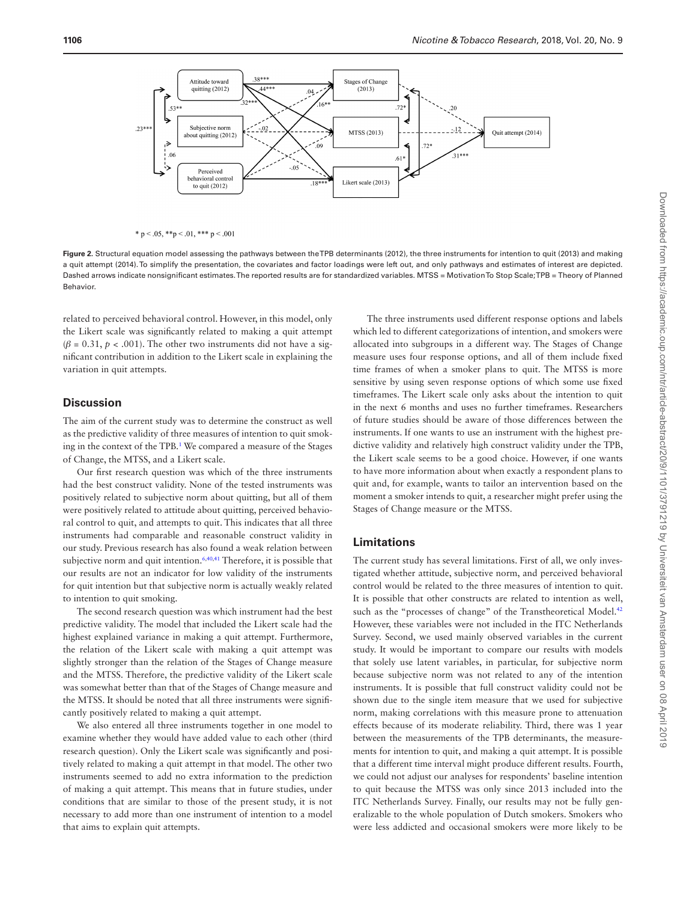* p < .05, **p < .01, *** p < .001

**Figure 2.** Structural equation model assessing the pathways between the TPB determinants (2012), the three instruments for intention to quit (2013) and making a quit attempt (2014). To simplify the presentation, the covariates and factor loadings were left out, and only pathways and estimates of interest are depicted. Dashed arrows indicate nonsignificant estimates. The reported results are for standardized variables. MTSS = Motivation To Stop Scale; TPB = Theory of Planned Behavior.

related to perceived behavioral control. However, in this model, only the Likert scale was significantly related to making a quit attempt ($\beta = 0.31$, $p < .001$). The other two instruments did not have a significant contribution in addition to the Likert scale in explaining the variation in quit attempts.

## Discussion

The aim of the current study was to determine the construct as well as the predictive validity of three measures of intention to quit smoking in the context of the TPB.[1] We compared a measure of the Stages of Change, the MTSS, and a Likert scale.

Our first research question was which of the three instruments had the best construct validity. None of the tested instruments was positively related to subjective norm about quitting, but all of them were positively related to attitude about quitting, perceived behavioral control to quit, and attempts to quit. This indicates that all three instruments had comparable and reasonable construct validity in our study. Previous research has also found a weak relation between subjective norm and quit intention.[6,40,41] Therefore, it is possible that our results are not an indicator for low validity of the instruments for quit intention but that subjective norm is actually weakly related to intention to quit smoking.

The second research question was which instrument had the best predictive validity. The model that included the Likert scale had the highest explained variance in making a quit attempt. Furthermore, the relation of the Likert scale with making a quit attempt was slightly stronger than the relation of the Stages of Change measure and the MTSS. Therefore, the predictive validity of the Likert scale was somewhat better than that of the Stages of Change measure and the MTSS. It should be noted that all three instruments were significantly positively related to making a quit attempt.

We also entered all three instruments together in one model to examine whether they would have added value to each other (third research question). Only the Likert scale was significantly and positively related to making a quit attempt in that model. The other two instruments seemed to add no extra information to the prediction of making a quit attempt. This means that in future studies, under conditions that are similar to those of the present study, it is not necessary to add more than one instrument of intention to a model that aims to explain quit attempts.

The three instruments used different response options and labels which led to different categorizations of intention, and smokers were allocated into subgroups in a different way. The Stages of Change measure uses four response options, and all of them include fixed time frames of when a smoker plans to quit. The MTSS is more sensitive by using seven response options of which some use fixed timeframes. The Likert scale only asks about the intention to quit in the next 6 months and uses no further timeframes. Researchers of future studies should be aware of those differences between the instruments. If one wants to use an instrument with the highest predictive validity and relatively high construct validity under the TPB, the Likert scale seems to be a good choice. However, if one wants to have more information about when exactly a respondent plans to quit and, for example, wants to tailor an intervention based on the moment a smoker intends to quit, a researcher might prefer using the Stages of Change measure or the MTSS.

## Limitations

The current study has several limitations. First of all, we only investigated whether attitude, subjective norm, and perceived behavioral control would be related to the three measures of intention to quit. It is possible that other constructs are related to intention as well, such as the "processes of change" of the Transtheoretical Model.[42] However, these variables were not included in the ITC Netherlands Survey. Second, we used mainly observed variables in the current study. It would be important to compare our results with models that solely use latent variables, in particular, for subjective norm because subjective norm was not related to any of the intention instruments. It is possible that full construct validity could not be shown due to the single item measure that we used for subjective norm, making correlations with this measure prone to attenuation effects because of its moderate reliability. Third, there was 1 year between the measurements of the TPB determinants, the measurements for intention to quit, and making a quit attempt. It is possible that a different time interval might produce different results. Fourth, we could not adjust our analyses for respondents' baseline intention to quit because the MTSS was only since 2013 included into the ITC Netherlands Survey. Finally, our results may not be fully generalizable to the whole population of Dutch smokers. Smokers who were less addicted and occasional smokers were more likely to be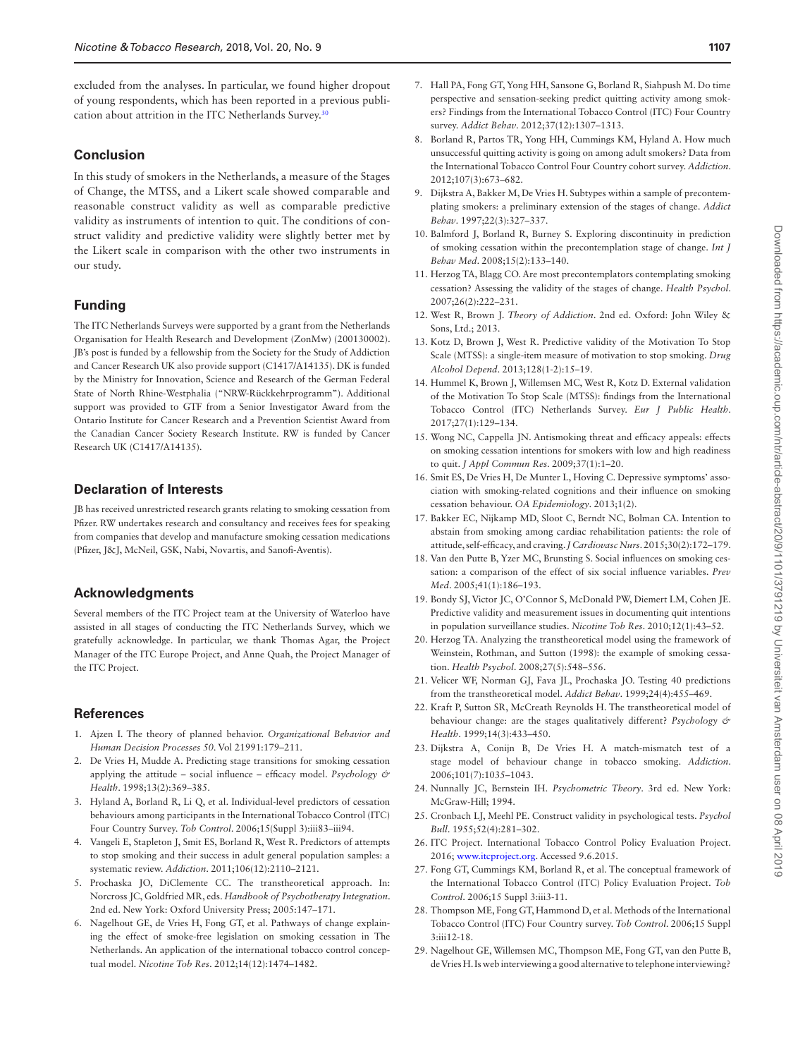excluded from the analyses. In particular, we found higher dropout of young respondents, which has been reported in a previous publication about attrition in the ITC Netherlands Survey.[30]

## Conclusion

In this study of smokers in the Netherlands, a measure of the Stages of Change, the MTSS, and a Likert scale showed comparable and reasonable construct validity as well as comparable predictive validity as instruments of intention to quit. The conditions of construct validity and predictive validity were slightly better met by the Likert scale in comparison with the other two instruments in our study.

## Funding

The ITC Netherlands Surveys were supported by a grant from the Netherlands Organisation for Health Research and Development (ZonMw) (200130002). JB's post is funded by a fellowship from the Society for the Study of Addiction and Cancer Research UK also provide support (C1417/A14135). DK is funded by the Ministry for Innovation, Science and Research of the German Federal State of North Rhine-Westphalia ("NRW-Rückkehrprogramm"). Additional support was provided to GTF from a Senior Investigator Award from the Ontario Institute for Cancer Research and a Prevention Scientist Award from the Canadian Cancer Society Research Institute. RW is funded by Cancer Research UK (C1417/A14135).

## Declaration of Interests

JB has received unrestricted research grants relating to smoking cessation from Pfizer. RW undertakes research and consultancy and receives fees for speaking from companies that develop and manufacture smoking cessation medications (Pfizer, J&J, McNeil, GSK, Nabi, Novartis, and Sanofi-Aventis).

## Acknowledgments

Several members of the ITC Project team at the University of Waterloo have assisted in all stages of conducting the ITC Netherlands Survey, which we gratefully acknowledge. In particular, we thank Thomas Agar, the Project Manager of the ITC Europe Project, and Anne Quah, the Project Manager of the ITC Project.

## References

1. Ajzen I. The theory of planned behavior. *Organizational Behavior and Human Decision Processes 50*. Vol 21991:179–211.
2. De Vries H, Mudde A. Predicting stage transitions for smoking cessation applying the attitude – social influence – efficacy model. *Psychology & Health*. 1998;13(2):369–385.
3. Hyland A, Borland R, Li Q, et al. Individual-level predictors of cessation behaviours among participants in the International Tobacco Control (ITC) Four Country Survey. *Tob Control*. 2006;15(Suppl 3):iii83–iii94.
4. Vangeli E, Stapleton J, Smit ES, Borland R, West R. Predictors of attempts to stop smoking and their success in adult general population samples: a systematic review. *Addiction*. 2011;106(12):2110–2121.
5. Prochaska JO, DiClemente CC. The transtheoretical approach. In: Norcross JC, Goldfried MR, eds. *Handbook of Psychotherapy Integration*. 2nd ed. New York: Oxford University Press; 2005:147–171.
6. Nagelhout GE, de Vries H, Fong GT, et al. Pathways of change explaining the effect of smoke-free legislation on smoking cessation in The Netherlands. An application of the international tobacco control conceptual model. *Nicotine Tob Res*. 2012;14(12):1474–1482.
7. Hall PA, Fong GT, Yong HH, Sansone G, Borland R, Siahpush M. Do time perspective and sensation-seeking predict quitting activity among smokers? Findings from the International Tobacco Control (ITC) Four Country survey. *Addict Behav*. 2012;37(12):1307–1313.
8. Borland R, Partos TR, Yong HH, Cummings KM, Hyland A. How much unsuccessful quitting activity is going on among adult smokers? Data from the International Tobacco Control Four Country cohort survey. *Addiction*. 2012;107(3):673–682.
9. Dijkstra A, Bakker M, De Vries H. Subtypes within a sample of precontemplating smokers: a preliminary extension of the stages of change. *Addict Behav*. 1997;22(3):327–337.
10. Balmford J, Borland R, Burney S. Exploring discontinuity in prediction of smoking cessation within the precontemplation stage of change. *Int J Behav Med*. 2008;15(2):133–140.
11. Herzog TA, Blagg CO. Are most precontemplators contemplating smoking cessation? Assessing the validity of the stages of change. *Health Psychol*. 2007;26(2):222–231.
12. West R, Brown J. *Theory of Addiction*. 2nd ed. Oxford: John Wiley & Sons, Ltd.; 2013.
13. Kotz D, Brown J, West R. Predictive validity of the Motivation To Stop Scale (MTSS): a single-item measure of motivation to stop smoking. *Drug Alcohol Depend*. 2013;128(1-2):15–19.
14. Hummel K, Brown J, Willemsen MC, West R, Kotz D. External validation of the Motivation To Stop Scale (MTSS): findings from the International Tobacco Control (ITC) Netherlands Survey. *Eur J Public Health*. 2017;27(1):129–134.
15. Wong NC, Cappella JN. Antismoking threat and efficacy appeals: effects on smoking cessation intentions for smokers with low and high readiness to quit. *J Appl Commun Res*. 2009;37(1):1–20.
16. Smit ES, De Vries H, De Munter L, Hoving C. Depressive symptoms' association with smoking-related cognitions and their influence on smoking cessation behaviour. *OA Epidemiology*. 2013;1(2).
17. Bakker EC, Nijkamp MD, Sloot C, Berndt NC, Bolman CA. Intention to abstain from smoking among cardiac rehabilitation patients: the role of attitude, self-efficacy, and craving. *J Cardiovasc Nurs*. 2015;30(2):172–179.
18. Van den Putte B, Yzer MC, Brunsting S. Social influences on smoking cessation: a comparison of the effect of six social influence variables. *Prev Med*. 2005;41(1):186–193.
19. Bondy SJ, Victor JC, O'Connor S, McDonald PW, Diemert LM, Cohen JE. Predictive validity and measurement issues in documenting quit intentions in population surveillance studies. *Nicotine Tob Res*. 2010;12(1):43–52.
20. Herzog TA. Analyzing the transtheoretical model using the framework of Weinstein, Rothman, and Sutton (1998): the example of smoking cessation. *Health Psychol*. 2008;27(5):548–556.
21. Velicer WF, Norman GJ, Fava JL, Prochaska JO. Testing 40 predictions from the transtheoretical model. *Addict Behav*. 1999;24(4):455–469.
22. Kraft P, Sutton SR, McCreath Reynolds H. The transtheoretical model of behaviour change: are the stages qualitatively different? *Psychology & Health*. 1999;14(3):433–450.
23. Dijkstra A, Conijn B, De Vries H. A match-mismatch test of a stage model of behaviour change in tobacco smoking. *Addiction*. 2006;101(7):1035–1043.
24. Nunnally JC, Bernstein IH. *Psychometric Theory*. 3rd ed. New York: McGraw-Hill; 1994.
25. Cronbach LJ, Meehl PE. Construct validity in psychological tests. *Psychol Bull*. 1955;52(4):281–302.
26. ITC Project. International Tobacco Control Policy Evaluation Project. 2016; www.itcproject.org. Accessed 9.6.2015.
27. Fong GT, Cummings KM, Borland R, et al. The conceptual framework of the International Tobacco Control (ITC) Policy Evaluation Project. *Tob Control*. 2006;15 Suppl 3:iii3-11.
28. Thompson ME, Fong GT, Hammond D, et al. Methods of the International Tobacco Control (ITC) Four Country survey. *Tob Control*. 2006;15 Suppl 3:iii12-18.
29. Nagelhout GE, Willemsen MC, Thompson ME, Fong GT, van den Putte B, de Vries H. Is web interviewing a good alternative to telephone interviewing?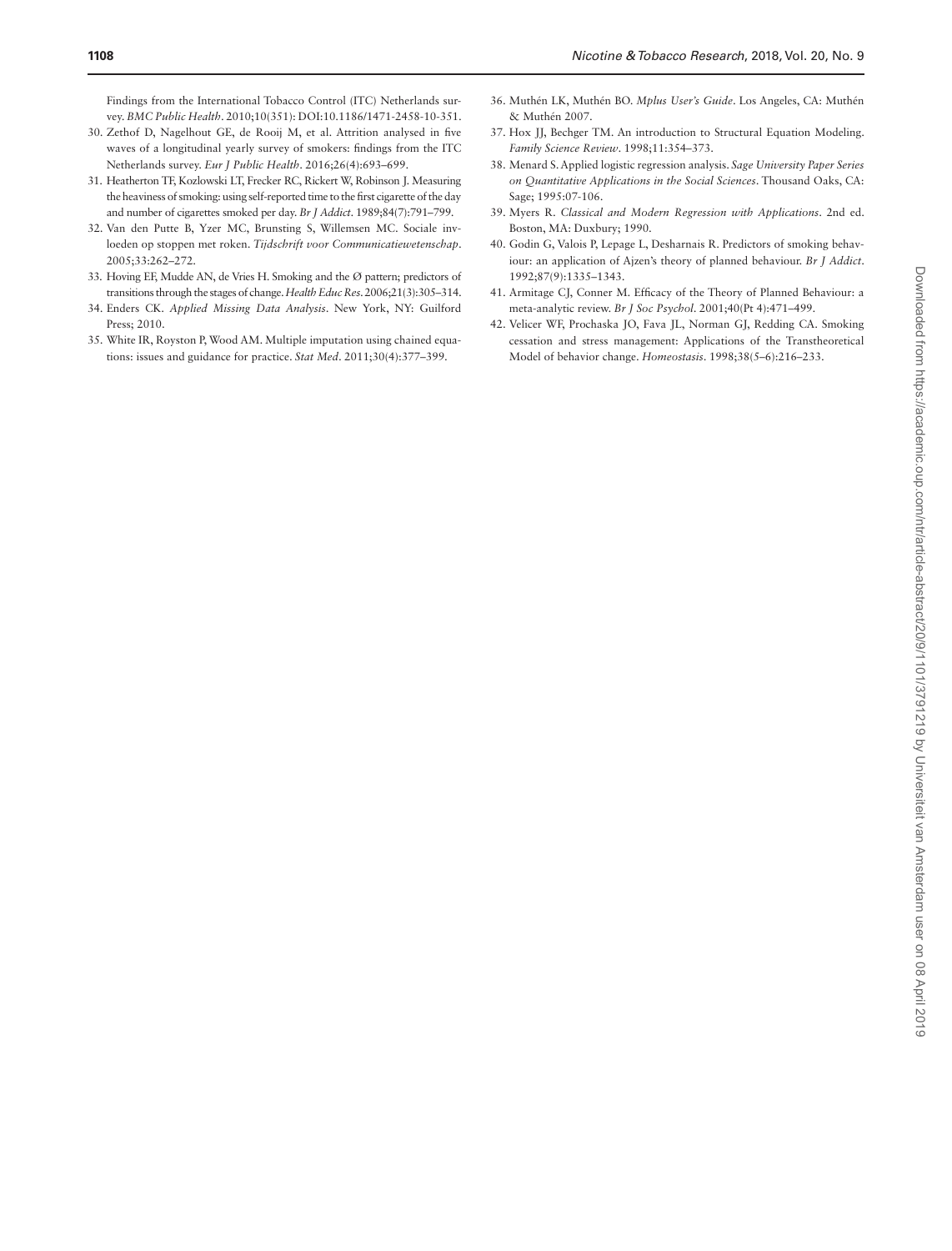Findings from the International Tobacco Control (ITC) Netherlands survey. *BMC Public Health*. 2010;10(351): DOI:10.1186/1471-2458-10-351.

30. Zethof D, Nagelhout GE, de Rooij M, et al. Attrition analysed in five waves of a longitudinal yearly survey of smokers: findings from the ITC Netherlands survey. *Eur J Public Health*. 2016;26(4):693–699.
31. Heatherton TF, Kozlowski LT, Frecker RC, Rickert W, Robinson J. Measuring the heaviness of smoking: using self-reported time to the first cigarette of the day and number of cigarettes smoked per day. *Br J Addict*. 1989;84(7):791–799.
32. Van den Putte B, Yzer MC, Brunsting S, Willemsen MC. Sociale invloeden op stoppen met roken. *Tijdschrift voor Communicatiewetenschap*. 2005;33:262–272.
33. Hoving EF, Mudde AN, de Vries H. Smoking and the Ø pattern; predictors of transitions through the stages of change. *Health Educ Res*. 2006;21(3):305–314.
34. Enders CK. *Applied Missing Data Analysis*. New York, NY: Guilford Press; 2010.
35. White IR, Royston P, Wood AM. Multiple imputation using chained equations: issues and guidance for practice. *Stat Med*. 2011;30(4):377–399.
36. Muthén LK, Muthén BO. *Mplus User's Guide*. Los Angeles, CA: Muthén & Muthén 2007.
37. Hox JJ, Bechger TM. An introduction to Structural Equation Modeling. *Family Science Review*. 1998;11:354–373.
38. Menard S. Applied logistic regression analysis. *Sage University Paper Series on Quantitative Applications in the Social Sciences*. Thousand Oaks, CA: Sage; 1995:07-106.
39. Myers R. *Classical and Modern Regression with Applications*. 2nd ed. Boston, MA: Duxbury; 1990.
40. Godin G, Valois P, Lepage L, Desharnais R. Predictors of smoking behaviour: an application of Ajzen's theory of planned behaviour. *Br J Addict*. 1992;87(9):1335–1343.
41. Armitage CJ, Conner M. Efficacy of the Theory of Planned Behaviour: a meta-analytic review. *Br J Soc Psychol*. 2001;40(Pt 4):471–499.
42. Velicer WF, Prochaska JO, Fava JL, Norman GJ, Redding CA. Smoking cessation and stress management: Applications of the Transtheoretical Model of behavior change. *Homeostasis*. 1998;38(5–6):216–233.